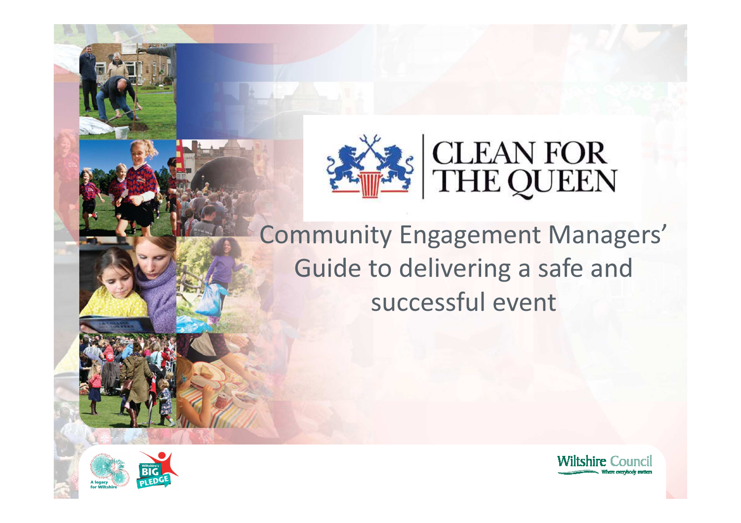# CLEAN FOR THE QUEEN

## Community Engagement Managers' Guide to delivering a safe and successful event

A legacy for Wiltshire

Wiltshire's BIG PLEDGE

Wiltshire Council
Where everybody matters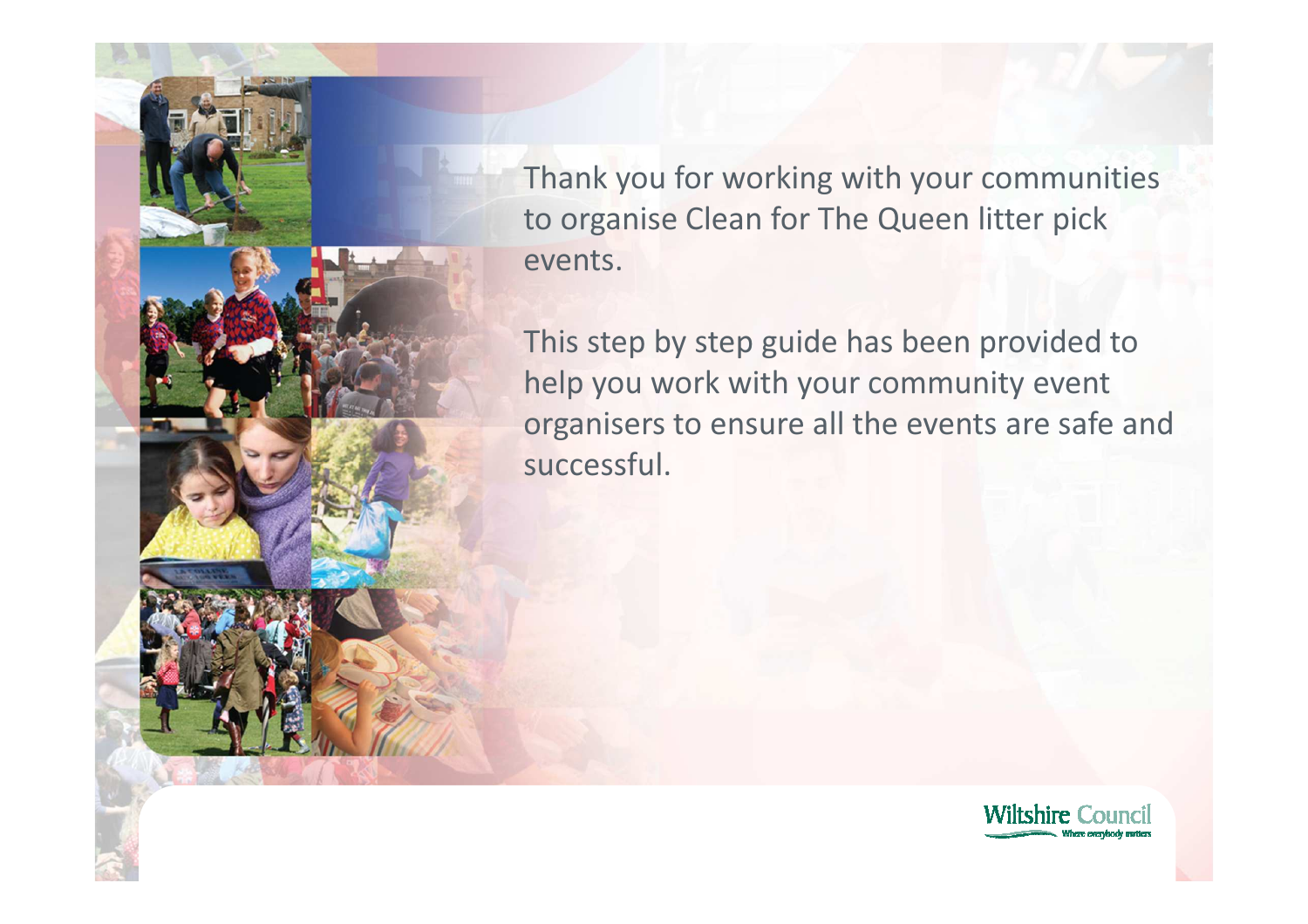Thank you for working with your communities to organise Clean for The Queen litter pick events.

This step by step guide has been provided to help you work with your community event organisers to ensure all the events are safe and successful.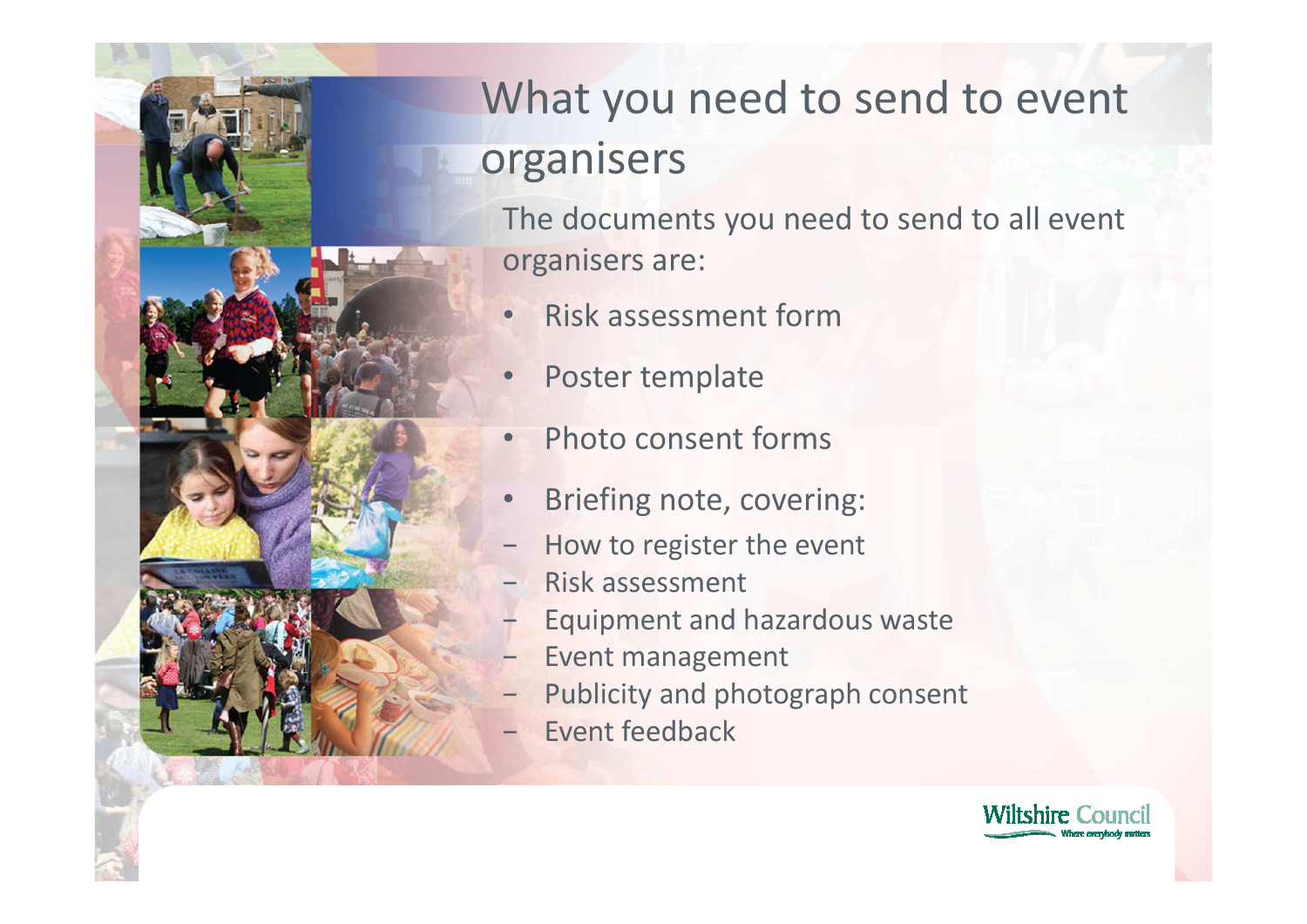# What you need to send to event organisers

The documents you need to send to all event organisers are:

- Risk assessment form
- Poster template
- Photo consent forms
- Briefing note, covering:
  - How to register the event
  - Risk assessment
  - Equipment and hazardous waste
  - Event management
  - Publicity and photograph consent
  - Event feedback

Wiltshire Council
Where everybody matters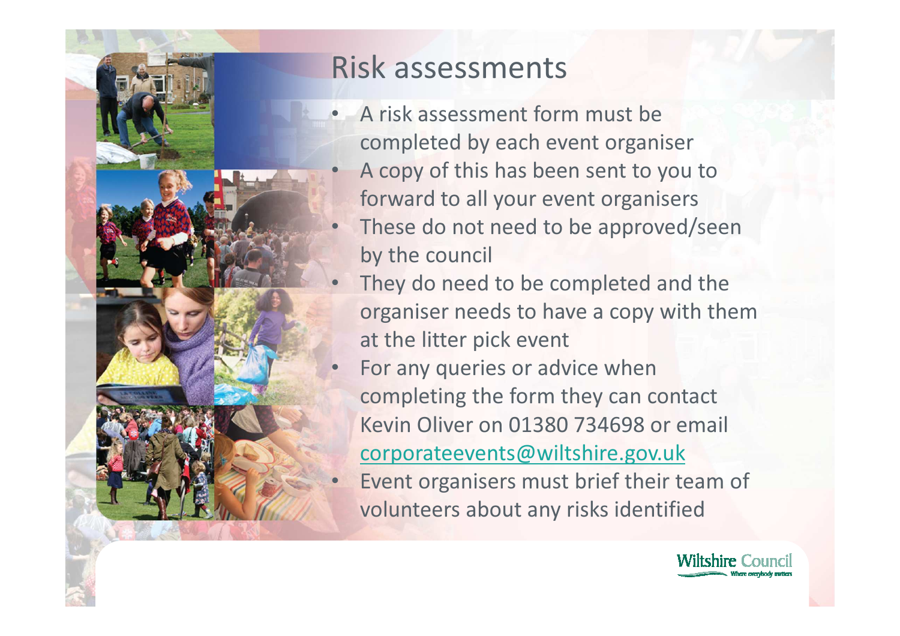# Risk assessments

- A risk assessment form must be completed by each event organiser
- A copy of this has been sent to you to forward to all your event organisers
- These do not need to be approved/seen by the council
- They do need to be completed and the organiser needs to have a copy with them at the litter pick event
- For any queries or advice when completing the form they can contact Kevin Oliver on 01380 734698 or email corporateevents@wiltshire.gov.uk
- Event organisers must brief their team of volunteers about any risks identified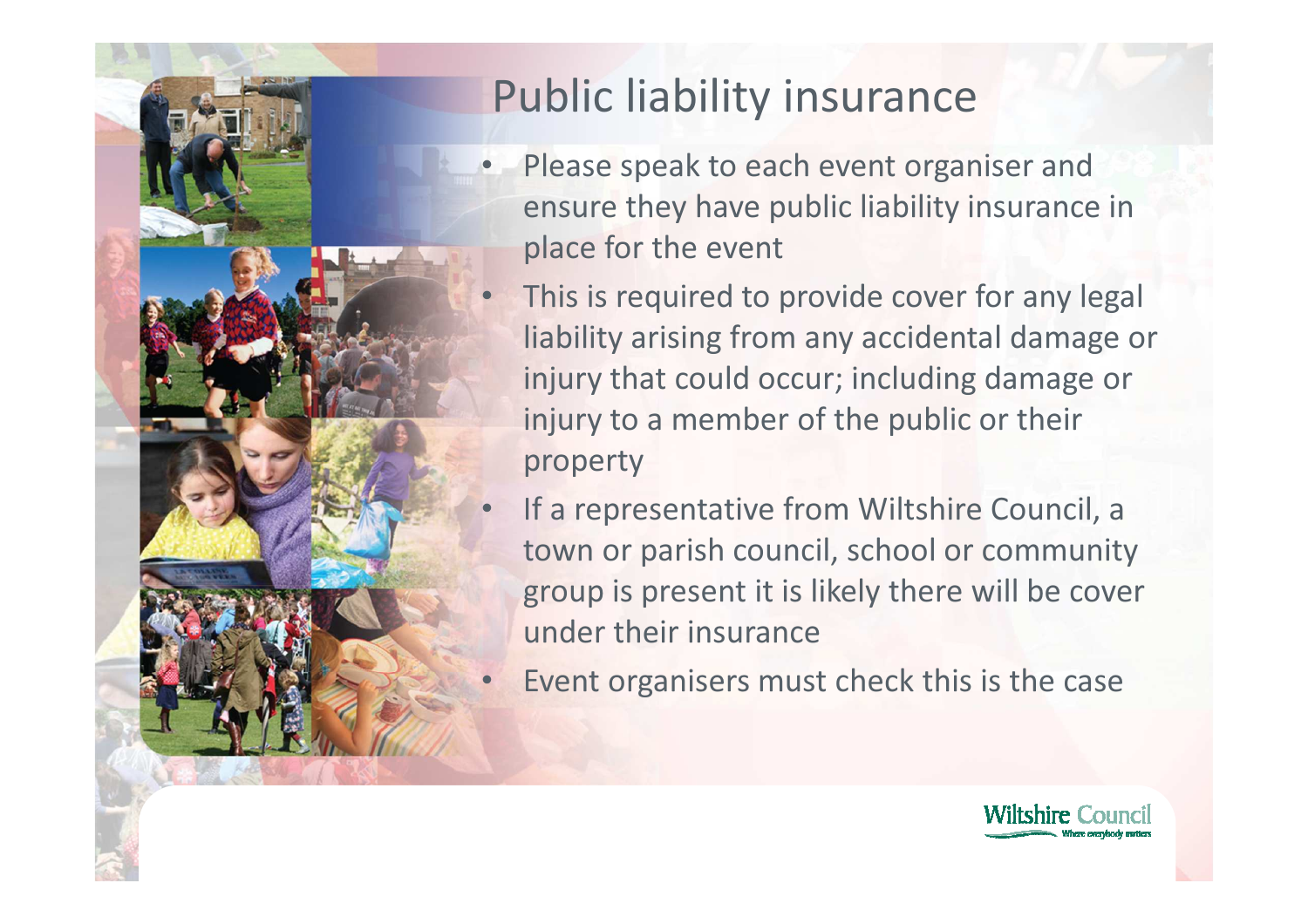# Public liability insurance

- Please speak to each event organiser and ensure they have public liability insurance in place for the event
- This is required to provide cover for any legal liability arising from any accidental damage or injury that could occur; including damage or injury to a member of the public or their property
- If a representative from Wiltshire Council, a town or parish council, school or community group is present it is likely there will be cover under their insurance
- Event organisers must check this is the case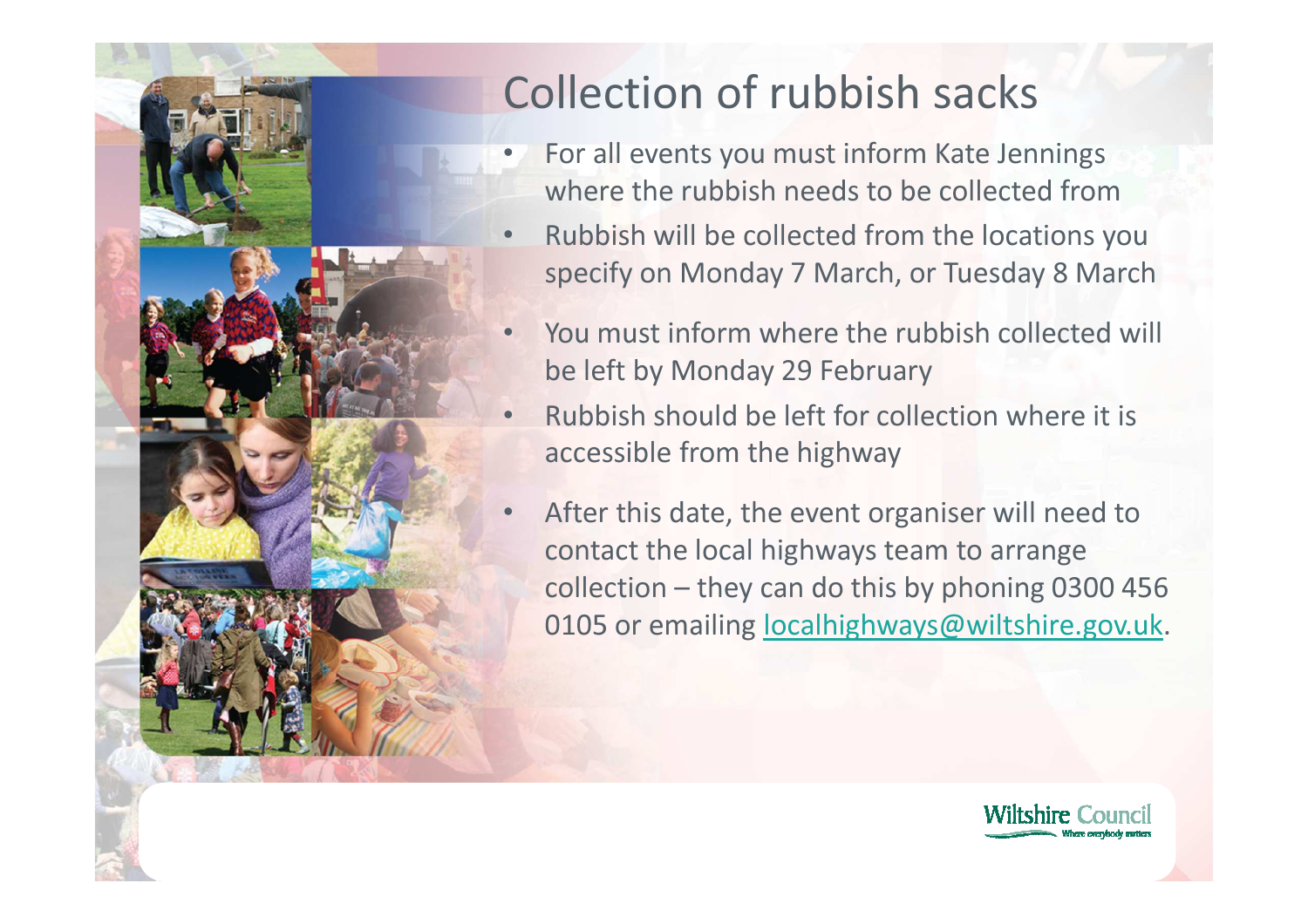# Collection of rubbish sacks

- For all events you must inform Kate Jennings where the rubbish needs to be collected from
- Rubbish will be collected from the locations you specify on Monday 7 March, or Tuesday 8 March
- You must inform where the rubbish collected will be left by Monday 29 February
- Rubbish should be left for collection where it is accessible from the highway
- After this date, the event organiser will need to contact the local highways team to arrange collection – they can do this by phoning 0300 456 0105 or emailing localhighways@wiltshire.gov.uk.

Wiltshire Council
Where everybody matters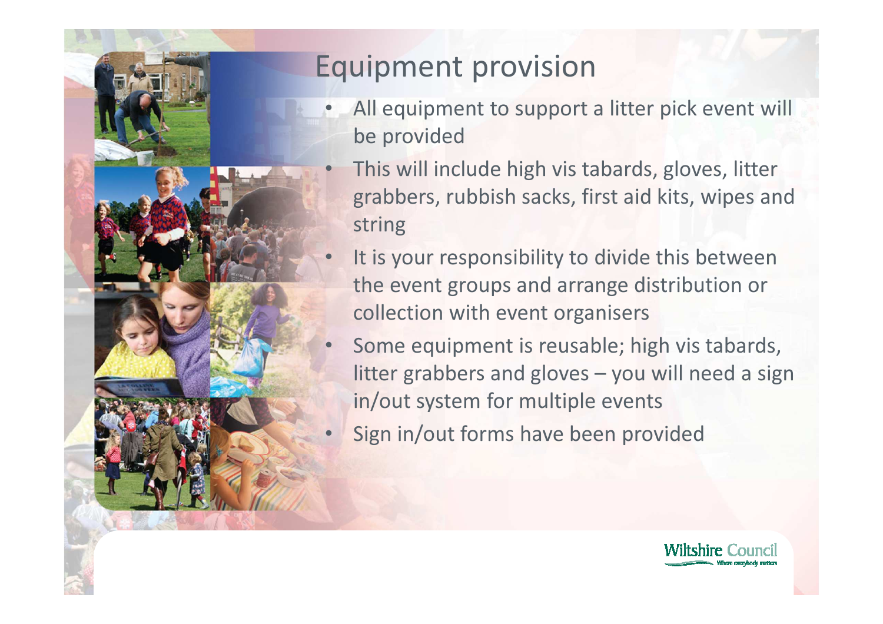# Equipment provision

- All equipment to support a litter pick event will be provided
- This will include high vis tabards, gloves, litter grabbers, rubbish sacks, first aid kits, wipes and string
- It is your responsibility to divide this between the event groups and arrange distribution or collection with event organisers
- Some equipment is reusable; high vis tabards, litter grabbers and gloves – you will need a sign in/out system for multiple events
- Sign in/out forms have been provided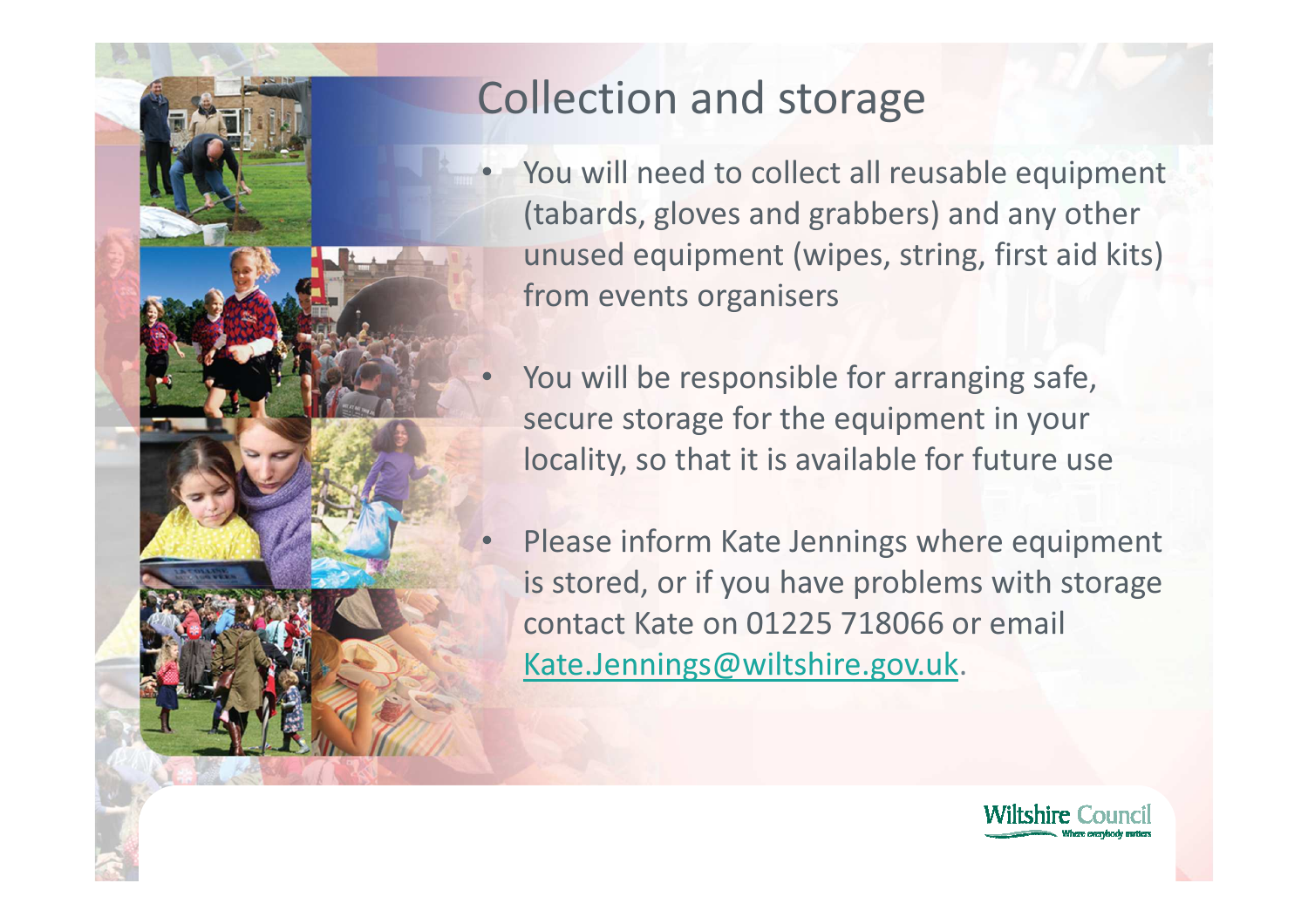# Collection and storage

- You will need to collect all reusable equipment (tabards, gloves and grabbers) and any other unused equipment (wipes, string, first aid kits) from events organisers
- You will be responsible for arranging safe, secure storage for the equipment in your locality, so that it is available for future use
- Please inform Kate Jennings where equipment is stored, or if you have problems with storage contact Kate on 01225 718066 or email Kate.Jennings@wiltshire.gov.uk.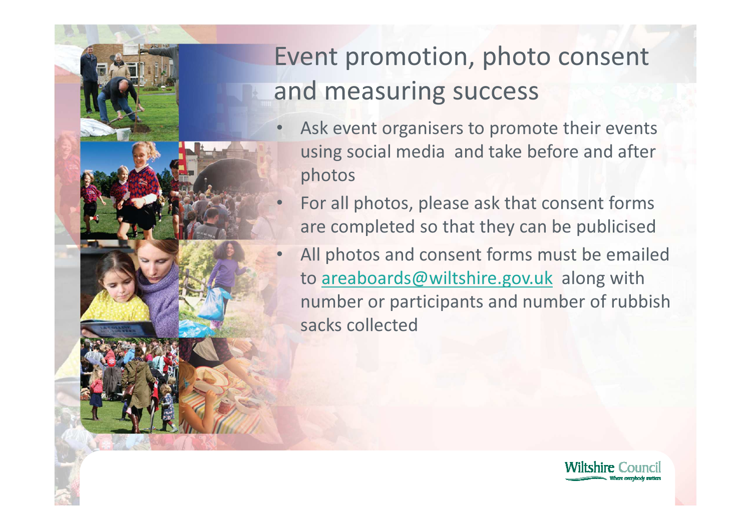# Event promotion, photo consent and measuring success

- Ask event organisers to promote their events using social media and take before and after photos
- For all photos, please ask that consent forms are completed so that they can be publicised
- All photos and consent forms must be emailed to areaboards@wiltshire.gov.uk along with number or participants and number of rubbish sacks collected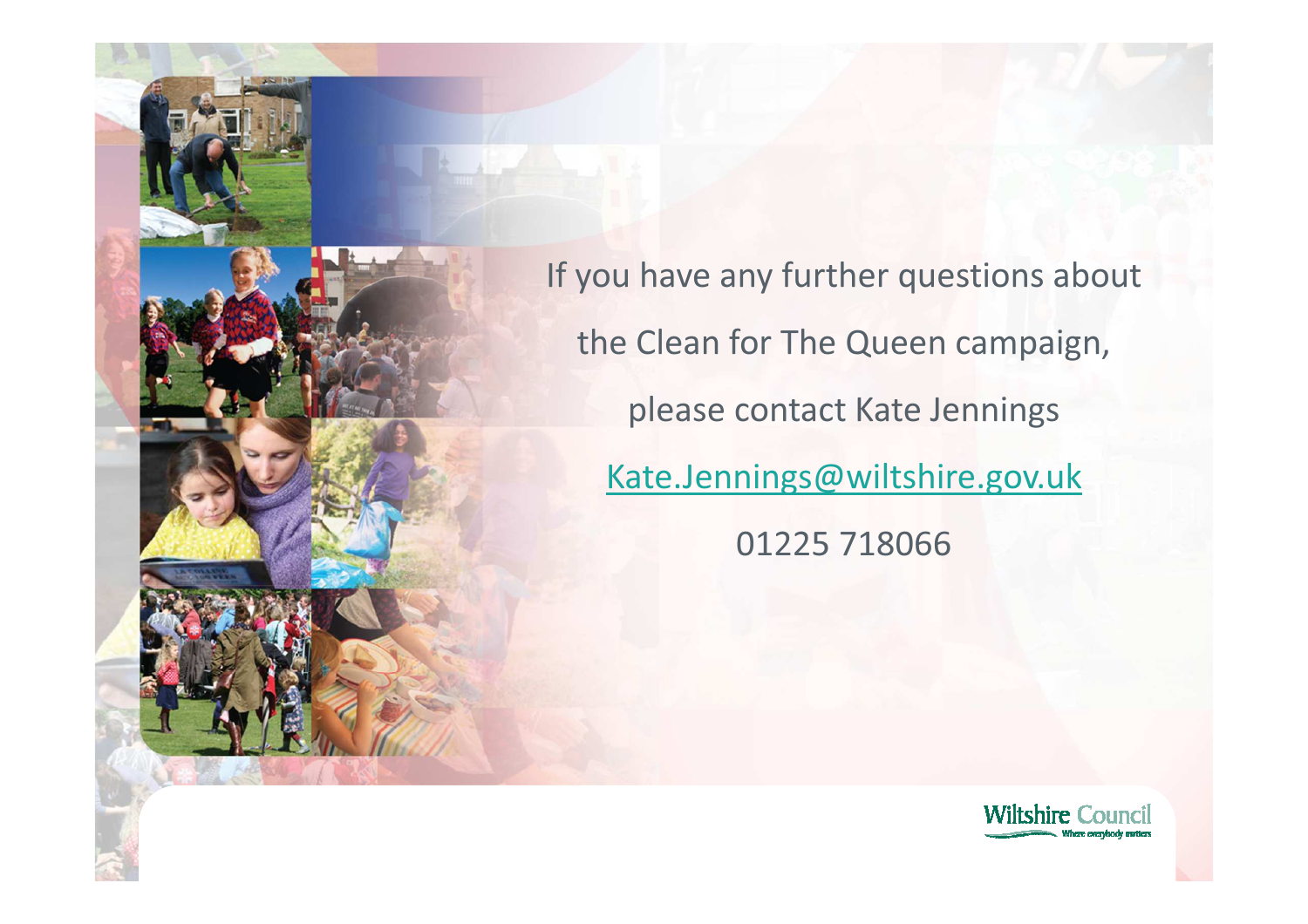If you have any further questions about the Clean for The Queen campaign, please contact Kate Jennings

Kate.Jennings@wiltshire.gov.uk

01225 718066

Wiltshire Council
Where everybody matters